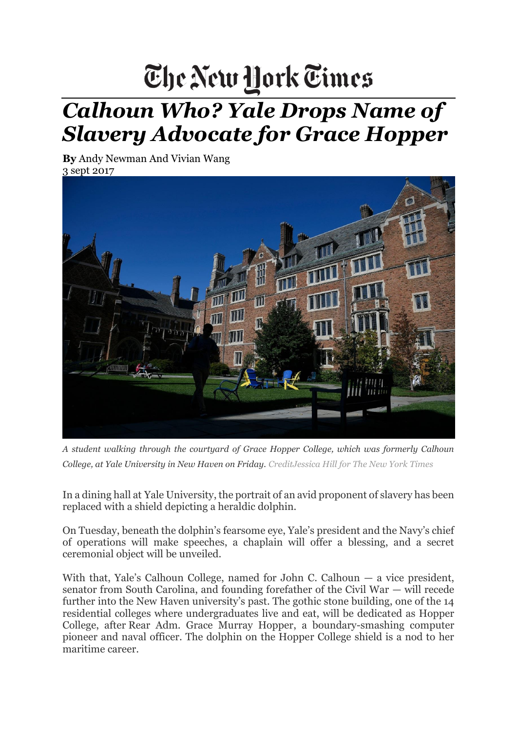The New York Times

# *Calhoun Who? Yale Drops Name of Slavery Advocate for Grace Hopper*

**By** Andy Newman And Vivian Wang
3 sept 2017

*A student walking through the courtyard of Grace Hopper College, which was formerly Calhoun College, at Yale University in New Haven on Friday.* CreditJessica Hill for The New York Times

In a dining hall at Yale University, the portrait of an avid proponent of slavery has been replaced with a shield depicting a heraldic dolphin.

On Tuesday, beneath the dolphin's fearsome eye, Yale's president and the Navy's chief of operations will make speeches, a chaplain will offer a blessing, and a secret ceremonial object will be unveiled.

With that, Yale's Calhoun College, named for John C. Calhoun — a vice president, senator from South Carolina, and founding forefather of the Civil War — will recede further into the New Haven university's past. The gothic stone building, one of the 14 residential colleges where undergraduates live and eat, will be dedicated as Hopper College, after Rear Adm. Grace Murray Hopper, a boundary-smashing computer pioneer and naval officer. The dolphin on the Hopper College shield is a nod to her maritime career.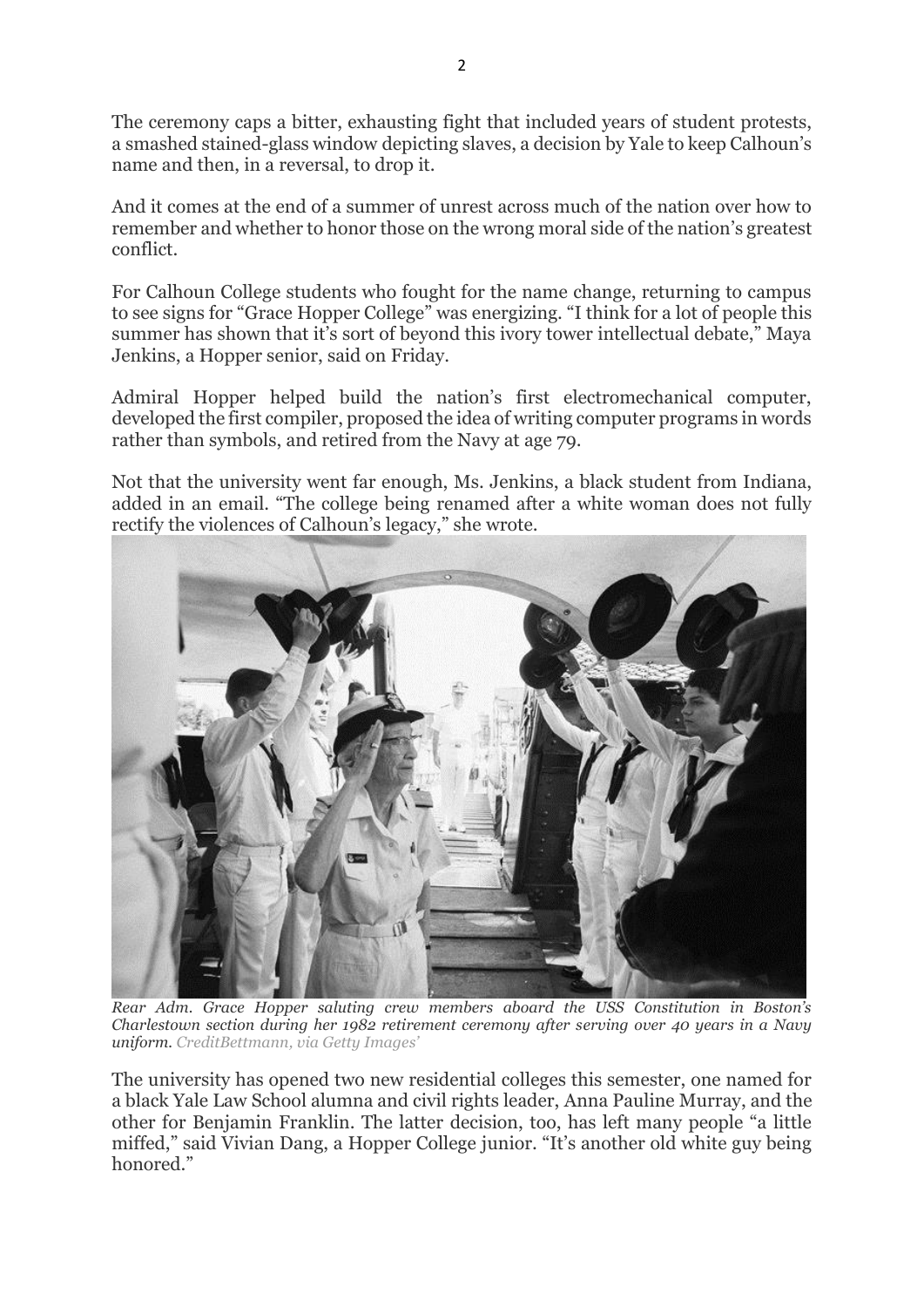The ceremony caps a bitter, exhausting fight that included years of student protests, a smashed stained-glass window depicting slaves, a decision by Yale to keep Calhoun's name and then, in a reversal, to drop it.

And it comes at the end of a summer of unrest across much of the nation over how to remember and whether to honor those on the wrong moral side of the nation's greatest conflict.

For Calhoun College students who fought for the name change, returning to campus to see signs for "Grace Hopper College" was energizing. "I think for a lot of people this summer has shown that it's sort of beyond this ivory tower intellectual debate," Maya Jenkins, a Hopper senior, said on Friday.

Admiral Hopper helped build the nation's first electromechanical computer, developed the first compiler, proposed the idea of writing computer programs in words rather than symbols, and retired from the Navy at age 79.

Not that the university went far enough, Ms. Jenkins, a black student from Indiana, added in an email. "The college being renamed after a white woman does not fully rectify the violences of Calhoun's legacy," she wrote.

*Rear Adm. Grace Hopper saluting crew members aboard the USS Constitution in Boston's Charlestown section during her 1982 retirement ceremony after serving over 40 years in a Navy uniform.* CreditBettmann, via Getty Images'

The university has opened two new residential colleges this semester, one named for a black Yale Law School alumna and civil rights leader, Anna Pauline Murray, and the other for Benjamin Franklin. The latter decision, too, has left many people "a little miffed," said Vivian Dang, a Hopper College junior. "It's another old white guy being honored."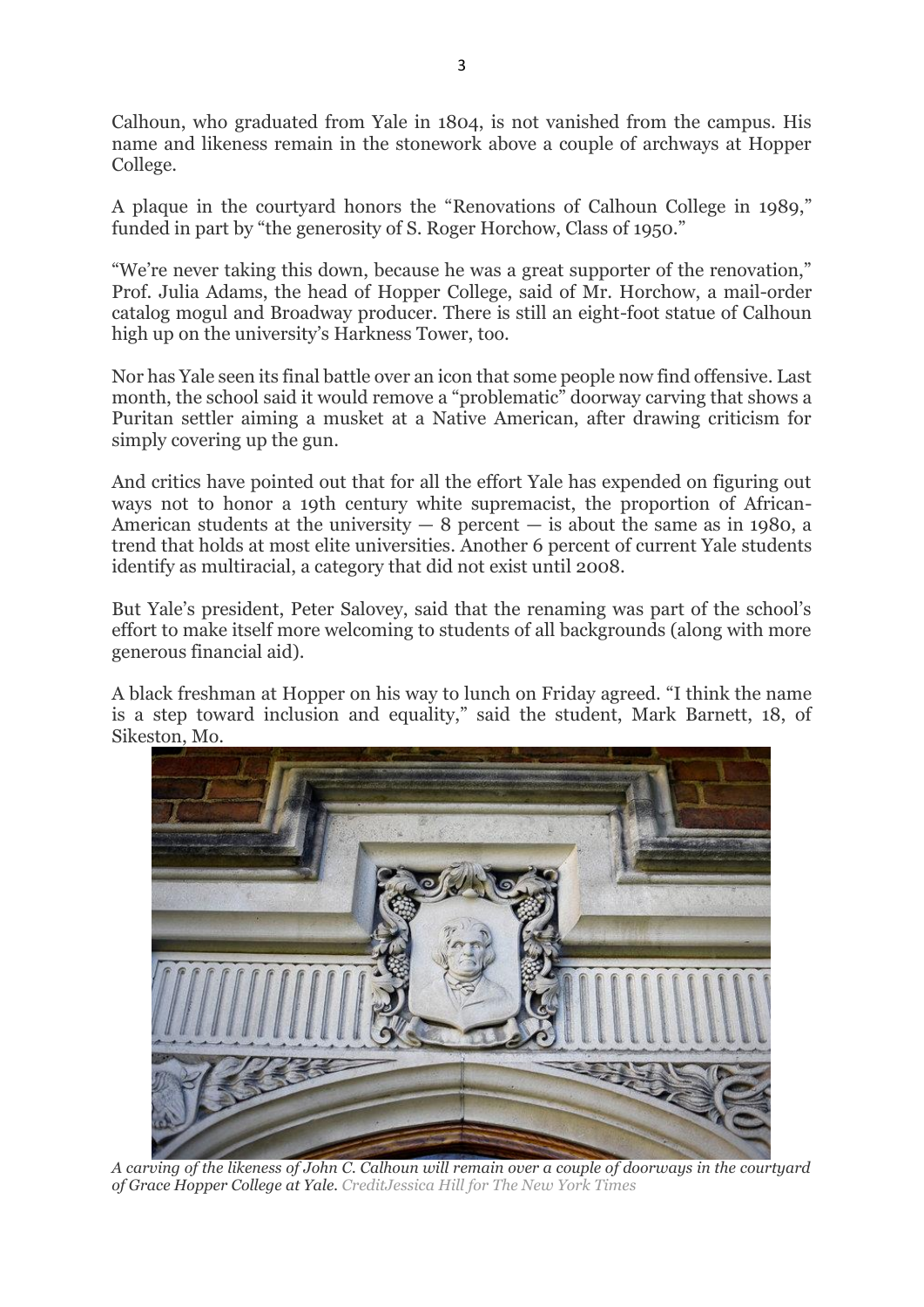Calhoun, who graduated from Yale in 1804, is not vanished from the campus. His name and likeness remain in the stonework above a couple of archways at Hopper College.

A plaque in the courtyard honors the "Renovations of Calhoun College in 1989," funded in part by "the generosity of S. Roger Horchow, Class of 1950."

"We're never taking this down, because he was a great supporter of the renovation," Prof. Julia Adams, the head of Hopper College, said of Mr. Horchow, a mail-order catalog mogul and Broadway producer. There is still an eight-foot statue of Calhoun high up on the university's Harkness Tower, too.

Nor has Yale seen its final battle over an icon that some people now find offensive. Last month, the school said it would remove a "problematic" doorway carving that shows a Puritan settler aiming a musket at a Native American, after drawing criticism for simply covering up the gun.

And critics have pointed out that for all the effort Yale has expended on figuring out ways not to honor a 19th century white supremacist, the proportion of African-American students at the university — 8 percent — is about the same as in 1980, a trend that holds at most elite universities. Another 6 percent of current Yale students identify as multiracial, a category that did not exist until 2008.

But Yale's president, Peter Salovey, said that the renaming was part of the school's effort to make itself more welcoming to students of all backgrounds (along with more generous financial aid).

A black freshman at Hopper on his way to lunch on Friday agreed. "I think the name is a step toward inclusion and equality," said the student, Mark Barnett, 18, of Sikeston, Mo.

*A carving of the likeness of John C. Calhoun will remain over a couple of doorways in the courtyard of Grace Hopper College at Yale.* CreditJessica Hill for The New York Times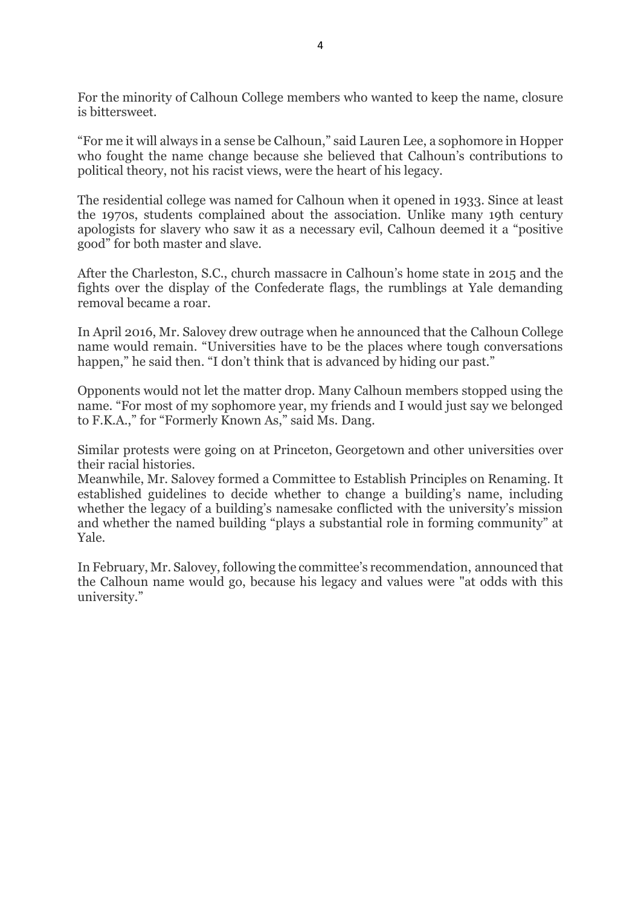For the minority of Calhoun College members who wanted to keep the name, closure is bittersweet.

"For me it will always in a sense be Calhoun," said Lauren Lee, a sophomore in Hopper who fought the name change because she believed that Calhoun's contributions to political theory, not his racist views, were the heart of his legacy.

The residential college was named for Calhoun when it opened in 1933. Since at least the 1970s, students complained about the association. Unlike many 19th century apologists for slavery who saw it as a necessary evil, Calhoun deemed it a "positive good" for both master and slave.

After the Charleston, S.C., church massacre in Calhoun's home state in 2015 and the fights over the display of the Confederate flags, the rumblings at Yale demanding removal became a roar.

In April 2016, Mr. Salovey drew outrage when he announced that the Calhoun College name would remain. "Universities have to be the places where tough conversations happen," he said then. "I don't think that is advanced by hiding our past."

Opponents would not let the matter drop. Many Calhoun members stopped using the name. "For most of my sophomore year, my friends and I would just say we belonged to F.K.A.," for "Formerly Known As," said Ms. Dang.

Similar protests were going on at Princeton, Georgetown and other universities over their racial histories.

Meanwhile, Mr. Salovey formed a Committee to Establish Principles on Renaming. It established guidelines to decide whether to change a building's name, including whether the legacy of a building's namesake conflicted with the university's mission and whether the named building "plays a substantial role in forming community" at Yale.

In February, Mr. Salovey, following the committee's recommendation, announced that the Calhoun name would go, because his legacy and values were "at odds with this university."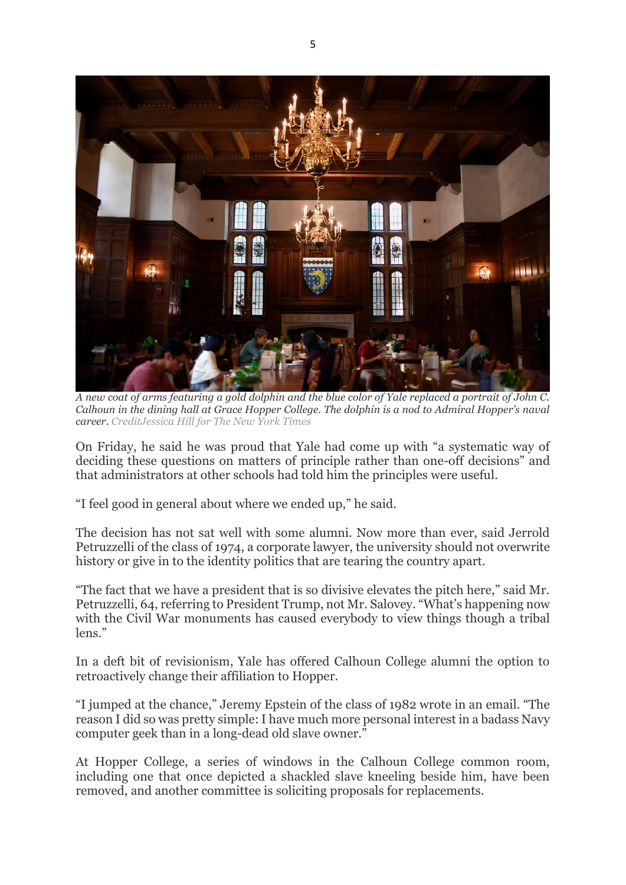*A new coat of arms featuring a gold dolphin and the blue color of Yale replaced a portrait of John C. Calhoun in the dining hall at Grace Hopper College. The dolphin is a nod to Admiral Hopper's naval career.* CreditJessica Hill for The New York Times

On Friday, he said he was proud that Yale had come up with "a systematic way of deciding these questions on matters of principle rather than one-off decisions" and that administrators at other schools had told him the principles were useful.

"I feel good in general about where we ended up," he said.

The decision has not sat well with some alumni. Now more than ever, said Jerrold Petruzzelli of the class of 1974, a corporate lawyer, the university should not overwrite history or give in to the identity politics that are tearing the country apart.

"The fact that we have a president that is so divisive elevates the pitch here," said Mr. Petruzzelli, 64, referring to President Trump, not Mr. Salovey. "What's happening now with the Civil War monuments has caused everybody to view things though a tribal lens."

In a deft bit of revisionism, Yale has offered Calhoun College alumni the option to retroactively change their affiliation to Hopper.

"I jumped at the chance," Jeremy Epstein of the class of 1982 wrote in an email. "The reason I did so was pretty simple: I have much more personal interest in a badass Navy computer geek than in a long-dead old slave owner."

At Hopper College, a series of windows in the Calhoun College common room, including one that once depicted a shackled slave kneeling beside him, have been removed, and another committee is soliciting proposals for replacements.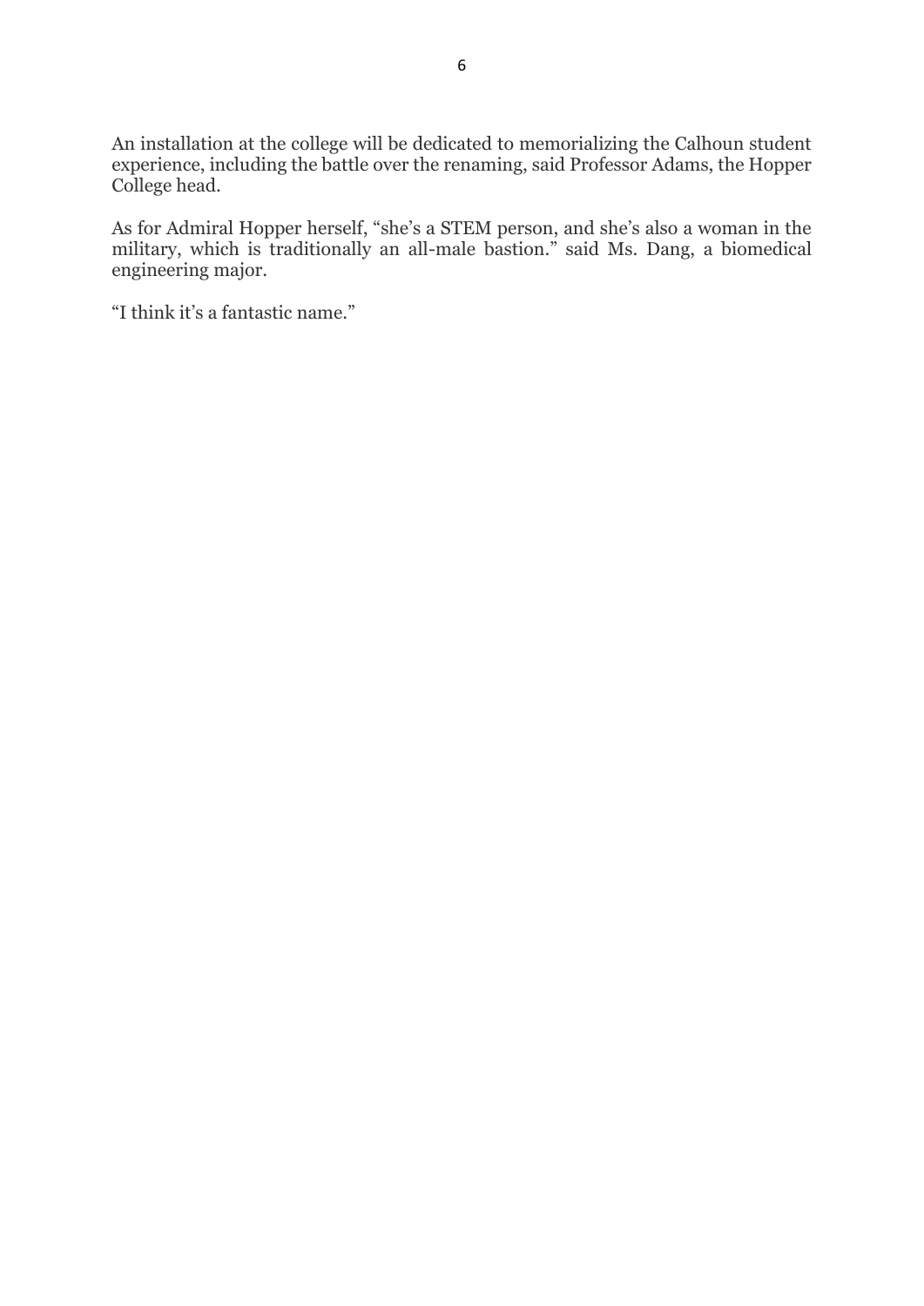An installation at the college will be dedicated to memorializing the Calhoun student experience, including the battle over the renaming, said Professor Adams, the Hopper College head.

As for Admiral Hopper herself, "she's a STEM person, and she's also a woman in the military, which is traditionally an all-male bastion." said Ms. Dang, a biomedical engineering major.

"I think it's a fantastic name."